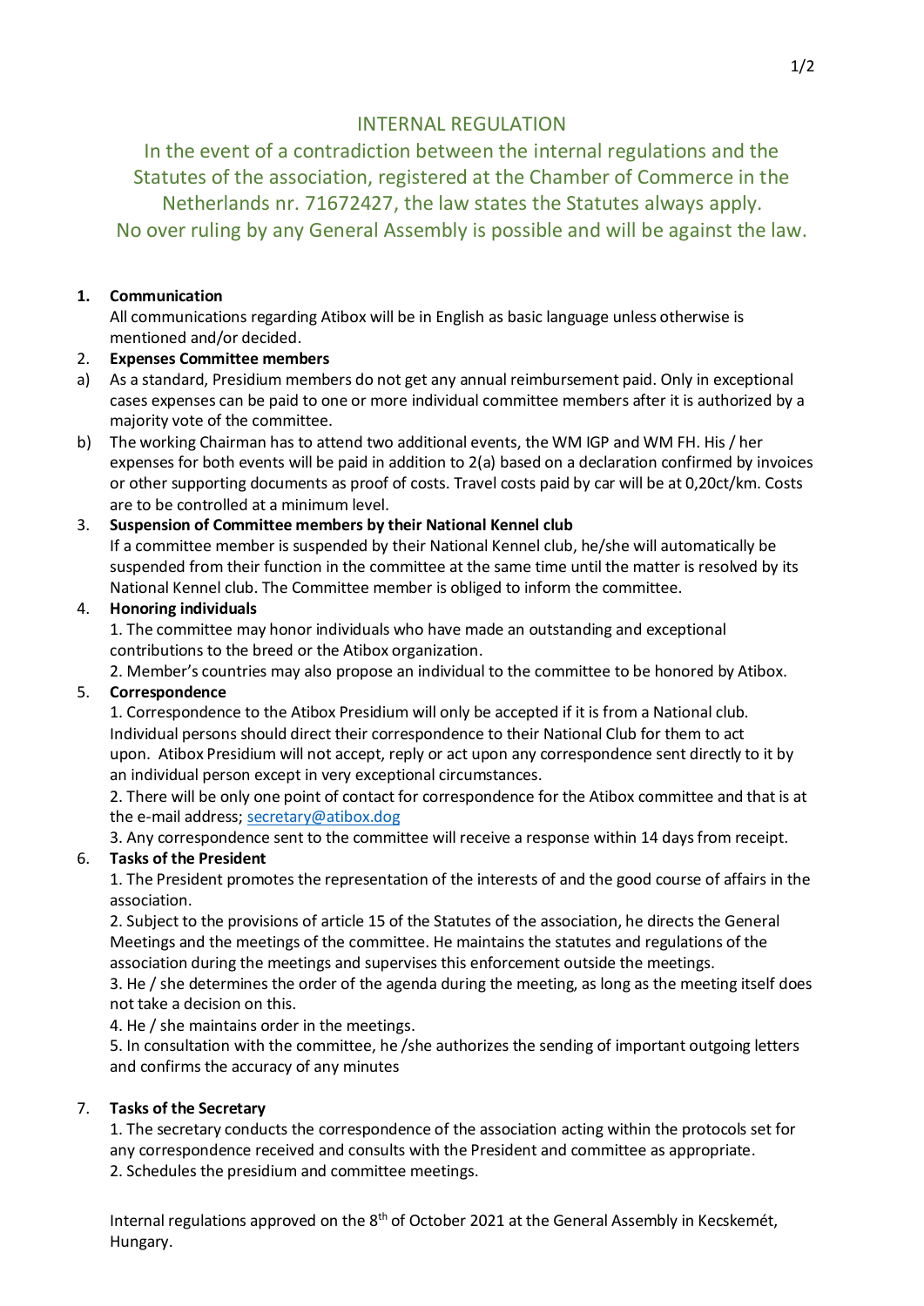# INTERNAL REGULATION

## In the event of a contradiction between the internal regulations and the Statutes of the association, registered at the Chamber of Commerce in the Netherlands nr. 71672427, the law states the Statutes always apply. No over ruling by any General Assembly is possible and will be against the law.

**1. Communication**

All communications regarding Atibox will be in English as basic language unless otherwise is mentioned and/or decided.

**2. Expenses Committee members**

a) As a standard, Presidium members do not get any annual reimbursement paid. Only in exceptional cases expenses can be paid to one or more individual committee members after it is authorized by a majority vote of the committee.

b) The working Chairman has to attend two additional events, the WM IGP and WM FH. His / her expenses for both events will be paid in addition to 2(a) based on a declaration confirmed by invoices or other supporting documents as proof of costs. Travel costs paid by car will be at 0,20ct/km. Costs are to be controlled at a minimum level.

**3. Suspension of Committee members by their National Kennel club**

If a committee member is suspended by their National Kennel club, he/she will automatically be suspended from their function in the committee at the same time until the matter is resolved by its National Kennel club. The Committee member is obliged to inform the committee.

**4. Honoring individuals**

1. The committee may honor individuals who have made an outstanding and exceptional contributions to the breed or the Atibox organization.
2. Member's countries may also propose an individual to the committee to be honored by Atibox.

**5. Correspondence**

1. Correspondence to the Atibox Presidium will only be accepted if it is from a National club. Individual persons should direct their correspondence to their National Club for them to act upon. Atibox Presidium will not accept, reply or act upon any correspondence sent directly to it by an individual person except in very exceptional circumstances.
2. There will be only one point of contact for correspondence for the Atibox committee and that is at the e-mail address; secretary@atibox.dog
3. Any correspondence sent to the committee will receive a response within 14 days from receipt.

**6. Tasks of the President**

1. The President promotes the representation of the interests of and the good course of affairs in the association.
2. Subject to the provisions of article 15 of the Statutes of the association, he directs the General Meetings and the meetings of the committee. He maintains the statutes and regulations of the association during the meetings and supervises this enforcement outside the meetings.
3. He / she determines the order of the agenda during the meeting, as long as the meeting itself does not take a decision on this.
4. He / she maintains order in the meetings.
5. In consultation with the committee, he /she authorizes the sending of important outgoing letters and confirms the accuracy of any minutes

**7. Tasks of the Secretary**

1. The secretary conducts the correspondence of the association acting within the protocols set for any correspondence received and consults with the President and committee as appropriate.
2. Schedules the presidium and committee meetings.

Internal regulations approved on the 8th of October 2021 at the General Assembly in Kecskemét, Hungary.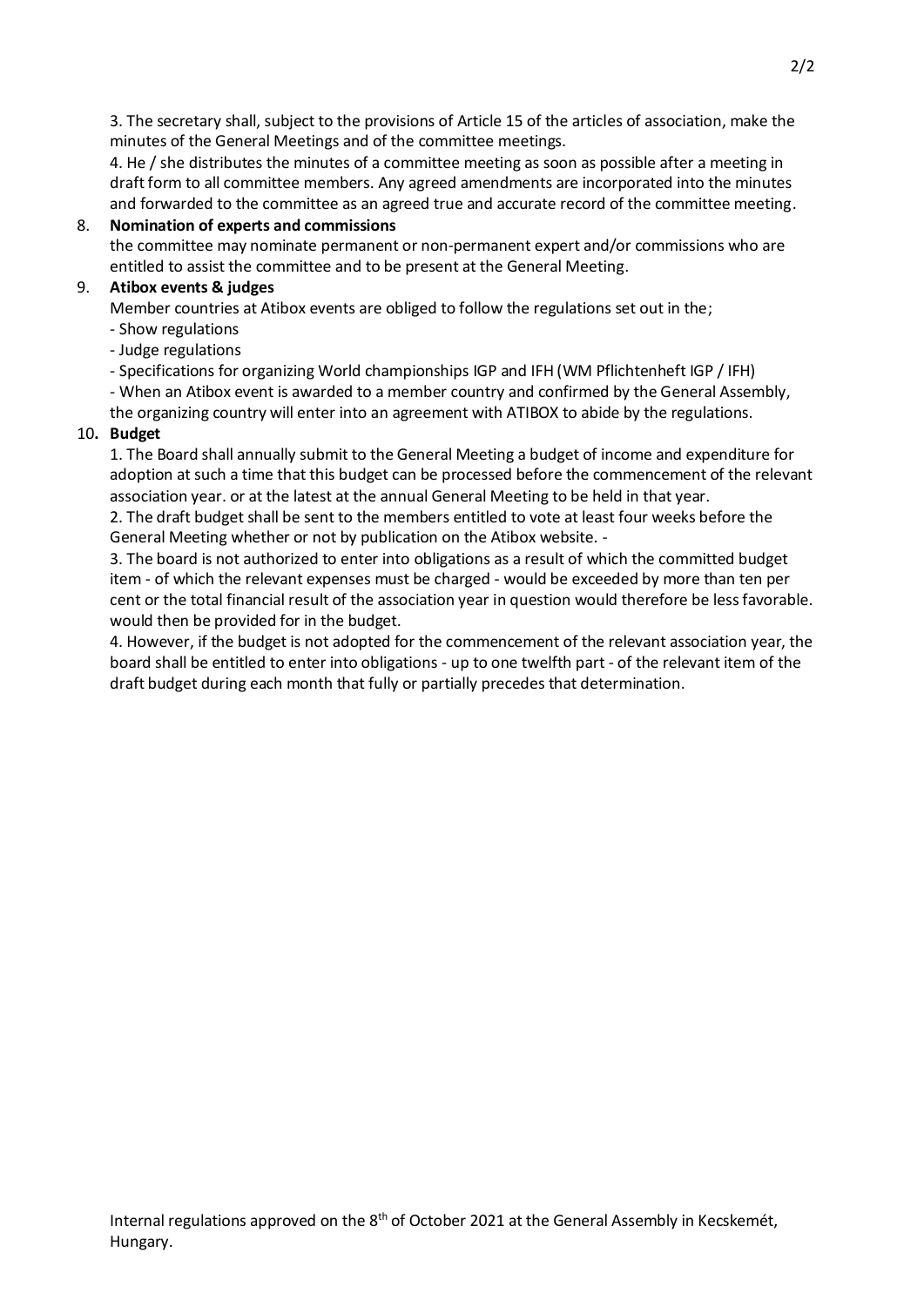3. The secretary shall, subject to the provisions of Article 15 of the articles of association, make the minutes of the General Meetings and of the committee meetings.
4. He / she distributes the minutes of a committee meeting as soon as possible after a meeting in draft form to all committee members. Any agreed amendments are incorporated into the minutes and forwarded to the committee as an agreed true and accurate record of the committee meeting.

8. **Nomination of experts and commissions**
the committee may nominate permanent or non-permanent expert and/or commissions who are entitled to assist the committee and to be present at the General Meeting.

9. **Atibox events & judges**
Member countries at Atibox events are obliged to follow the regulations set out in the;
- Show regulations
- Judge regulations
- Specifications for organizing World championships IGP and IFH (WM Pflichtenheft IGP / IFH)
- When an Atibox event is awarded to a member country and confirmed by the General Assembly, the organizing country will enter into an agreement with ATIBOX to abide by the regulations.

10**. Budget**
1. The Board shall annually submit to the General Meeting a budget of income and expenditure for adoption at such a time that this budget can be processed before the commencement of the relevant association year. or at the latest at the annual General Meeting to be held in that year.
2. The draft budget shall be sent to the members entitled to vote at least four weeks before the General Meeting whether or not by publication on the Atibox website. -
3. The board is not authorized to enter into obligations as a result of which the committed budget item - of which the relevant expenses must be charged - would be exceeded by more than ten per cent or the total financial result of the association year in question would therefore be less favorable. would then be provided for in the budget.
4. However, if the budget is not adopted for the commencement of the relevant association year, the board shall be entitled to enter into obligations - up to one twelfth part - of the relevant item of the draft budget during each month that fully or partially precedes that determination.

Internal regulations approved on the 8th of October 2021 at the General Assembly in Kecskemét, Hungary.